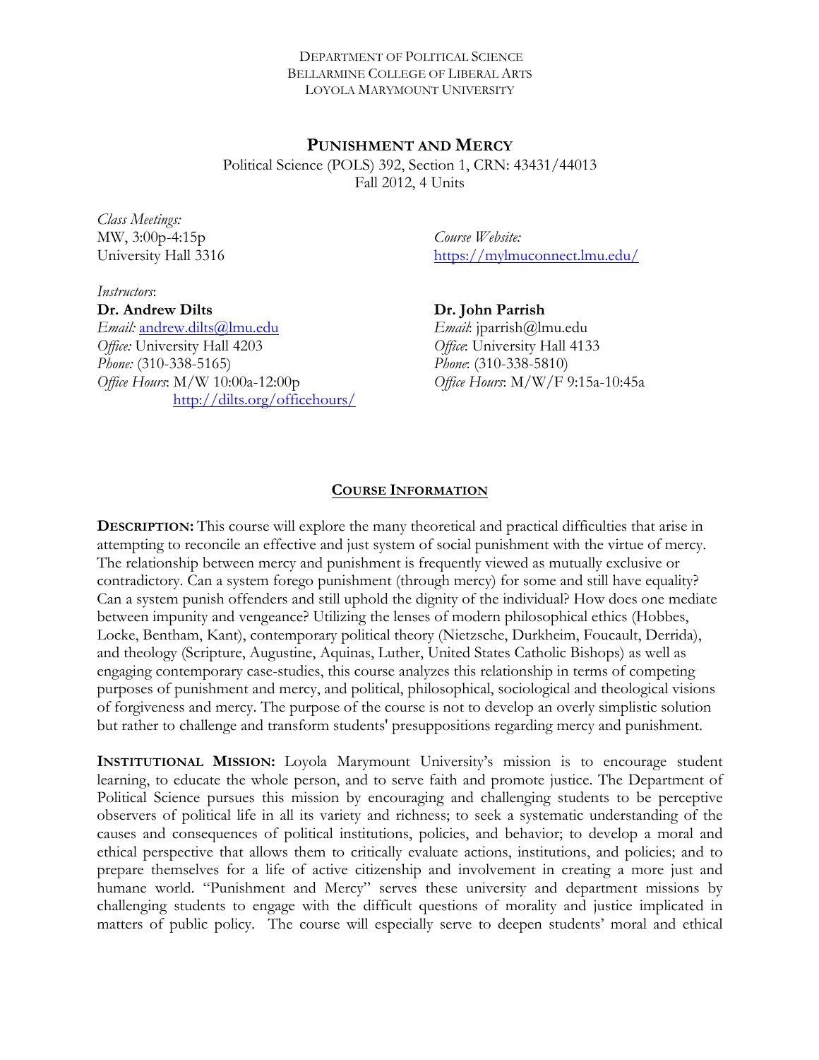DEPARTMENT OF POLITICAL SCIENCE
BELLARMINE COLLEGE OF LIBERAL ARTS
LOYOLA MARYMOUNT UNIVERSITY

# PUNISHMENT AND MERCY

Political Science (POLS) 392, Section 1, CRN: 43431/44013
Fall 2012, 4 Units

*Class Meetings:*
MW, 3:00p-4:15p
University Hall 3316

*Course Website:*
https://mylmuconnect.lmu.edu/

*Instructors*:

**Dr. Andrew Dilts**
*Email:* andrew.dilts@lmu.edu
*Office:* University Hall 4203
*Phone:* (310-338-5165)
*Office Hours*: M/W 10:00a-12:00p
http://dilts.org/officehours/

**Dr. John Parrish**
*Email*: jparrish@lmu.edu
*Office*: University Hall 4133
*Phone*: (310-338-5810)
*Office Hours*: M/W/F 9:15a-10:45a

## COURSE INFORMATION

**DESCRIPTION:** This course will explore the many theoretical and practical difficulties that arise in attempting to reconcile an effective and just system of social punishment with the virtue of mercy. The relationship between mercy and punishment is frequently viewed as mutually exclusive or contradictory. Can a system forego punishment (through mercy) for some and still have equality? Can a system punish offenders and still uphold the dignity of the individual? How does one mediate between impunity and vengeance? Utilizing the lenses of modern philosophical ethics (Hobbes, Locke, Bentham, Kant), contemporary political theory (Nietzsche, Durkheim, Foucault, Derrida), and theology (Scripture, Augustine, Aquinas, Luther, United States Catholic Bishops) as well as engaging contemporary case-studies, this course analyzes this relationship in terms of competing purposes of punishment and mercy, and political, philosophical, sociological and theological visions of forgiveness and mercy. The purpose of the course is not to develop an overly simplistic solution but rather to challenge and transform students' presuppositions regarding mercy and punishment.

**INSTITUTIONAL MISSION:** Loyola Marymount University's mission is to encourage student learning, to educate the whole person, and to serve faith and promote justice. The Department of Political Science pursues this mission by encouraging and challenging students to be perceptive observers of political life in all its variety and richness; to seek a systematic understanding of the causes and consequences of political institutions, policies, and behavior; to develop a moral and ethical perspective that allows them to critically evaluate actions, institutions, and policies; and to prepare themselves for a life of active citizenship and involvement in creating a more just and humane world. "Punishment and Mercy" serves these university and department missions by challenging students to engage with the difficult questions of morality and justice implicated in matters of public policy. The course will especially serve to deepen students' moral and ethical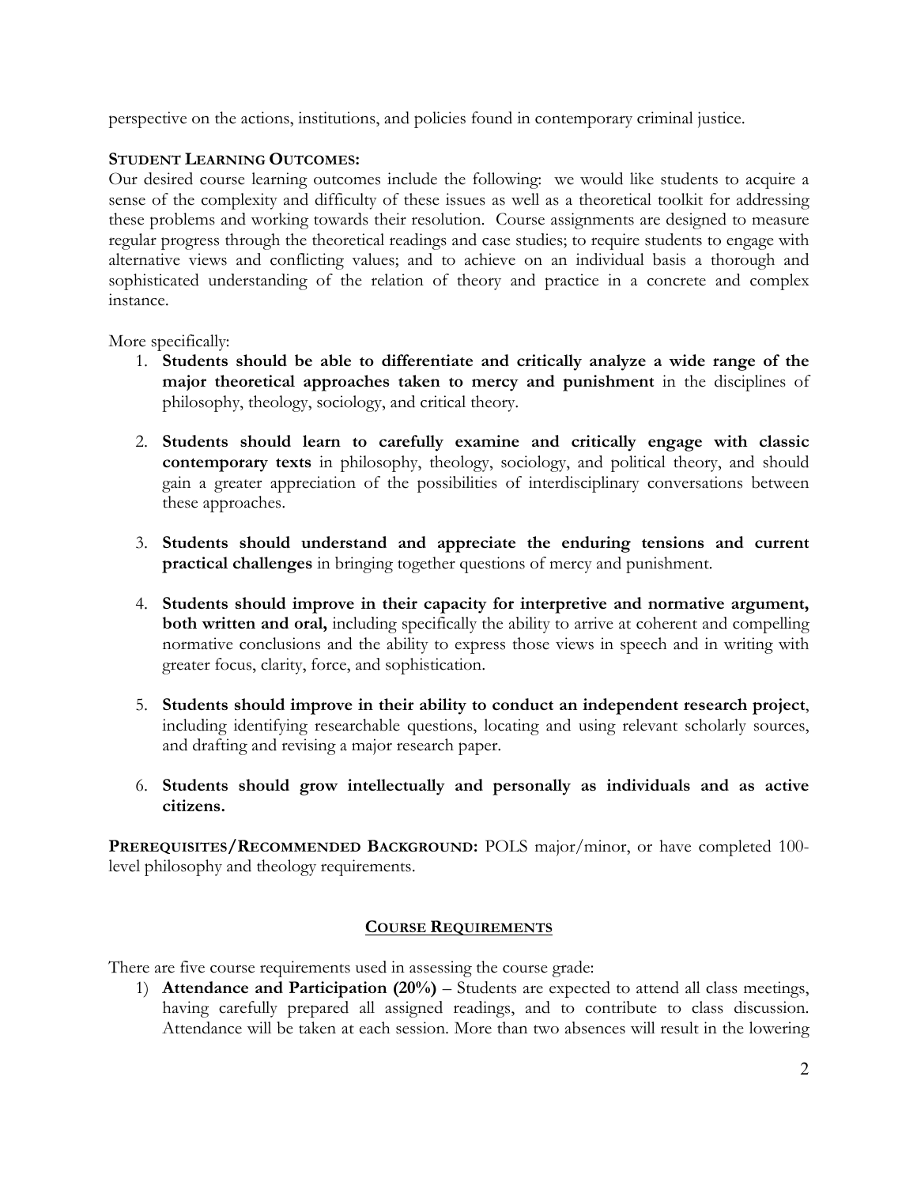perspective on the actions, institutions, and policies found in contemporary criminal justice.

**STUDENT LEARNING OUTCOMES:**

Our desired course learning outcomes include the following: we would like students to acquire a sense of the complexity and difficulty of these issues as well as a theoretical toolkit for addressing these problems and working towards their resolution. Course assignments are designed to measure regular progress through the theoretical readings and case studies; to require students to engage with alternative views and conflicting values; and to achieve on an individual basis a thorough and sophisticated understanding of the relation of theory and practice in a concrete and complex instance.

More specifically:

1. **Students should be able to differentiate and critically analyze a wide range of the major theoretical approaches taken to mercy and punishment** in the disciplines of philosophy, theology, sociology, and critical theory.

2. **Students should learn to carefully examine and critically engage with classic contemporary texts** in philosophy, theology, sociology, and political theory, and should gain a greater appreciation of the possibilities of interdisciplinary conversations between these approaches.

3. **Students should understand and appreciate the enduring tensions and current practical challenges** in bringing together questions of mercy and punishment.

4. **Students should improve in their capacity for interpretive and normative argument, both written and oral,** including specifically the ability to arrive at coherent and compelling normative conclusions and the ability to express those views in speech and in writing with greater focus, clarity, force, and sophistication.

5. **Students should improve in their ability to conduct an independent research project**, including identifying researchable questions, locating and using relevant scholarly sources, and drafting and revising a major research paper.

6. **Students should grow intellectually and personally as individuals and as active citizens.**

**PREREQUISITES/RECOMMENDED BACKGROUND:** POLS major/minor, or have completed 100-level philosophy and theology requirements.

## COURSE REQUIREMENTS

There are five course requirements used in assessing the course grade:

1) **Attendance and Participation (20%)** – Students are expected to attend all class meetings, having carefully prepared all assigned readings, and to contribute to class discussion. Attendance will be taken at each session. More than two absences will result in the lowering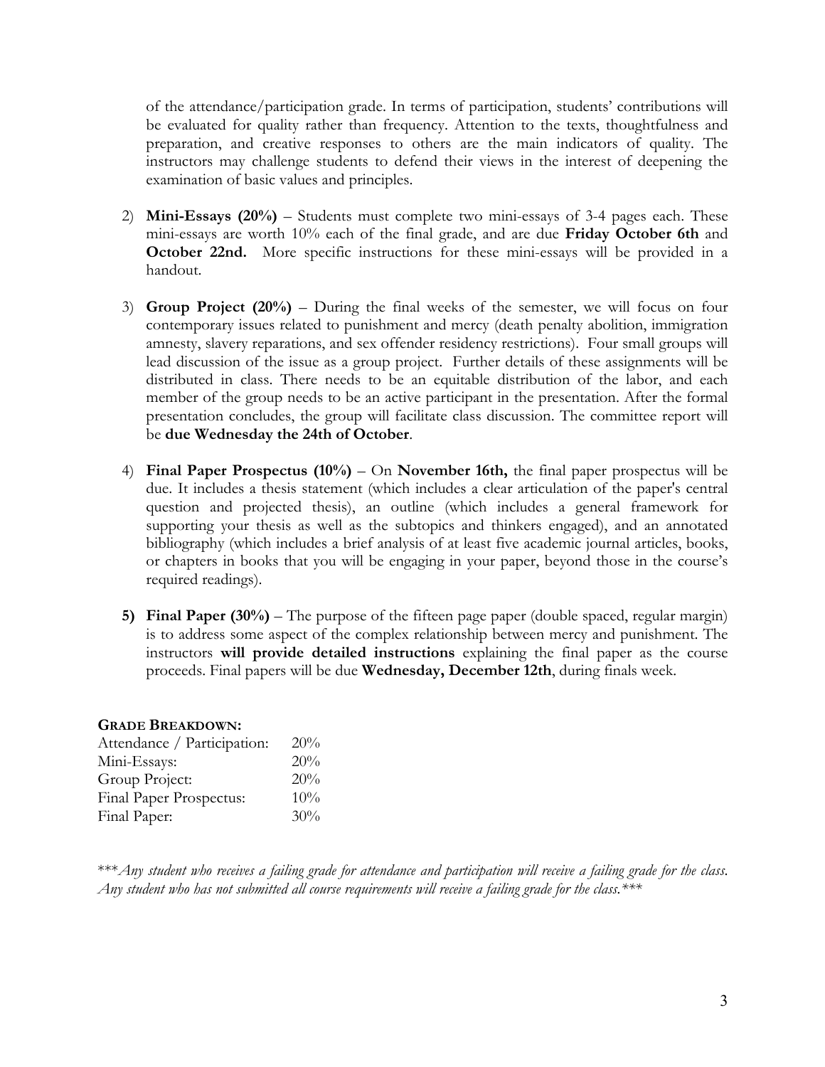of the attendance/participation grade. In terms of participation, students' contributions will be evaluated for quality rather than frequency. Attention to the texts, thoughtfulness and preparation, and creative responses to others are the main indicators of quality. The instructors may challenge students to defend their views in the interest of deepening the examination of basic values and principles.

2) **Mini-Essays (20%)** – Students must complete two mini-essays of 3-4 pages each. These mini-essays are worth 10% each of the final grade, and are due **Friday October 6th** and **October 22nd.** More specific instructions for these mini-essays will be provided in a handout.

3) **Group Project (20%)** – During the final weeks of the semester, we will focus on four contemporary issues related to punishment and mercy (death penalty abolition, immigration amnesty, slavery reparations, and sex offender residency restrictions). Four small groups will lead discussion of the issue as a group project. Further details of these assignments will be distributed in class. There needs to be an equitable distribution of the labor, and each member of the group needs to be an active participant in the presentation. After the formal presentation concludes, the group will facilitate class discussion. The committee report will be **due Wednesday the 24th of October**.

4) **Final Paper Prospectus (10%)** – On **November 16th,** the final paper prospectus will be due. It includes a thesis statement (which includes a clear articulation of the paper's central question and projected thesis), an outline (which includes a general framework for supporting your thesis as well as the subtopics and thinkers engaged), and an annotated bibliography (which includes a brief analysis of at least five academic journal articles, books, or chapters in books that you will be engaging in your paper, beyond those in the course's required readings).

5) **Final Paper (30%)** – The purpose of the fifteen page paper (double spaced, regular margin) is to address some aspect of the complex relationship between mercy and punishment. The instructors **will provide detailed instructions** explaining the final paper as the course proceeds. Final papers will be due **Wednesday, December 12th**, during finals week.

**GRADE BREAKDOWN:**

| | |
|---|---|
| Attendance / Participation: | 20% |
| Mini-Essays: | 20% |
| Group Project: | 20% |
| Final Paper Prospectus: | 10% |
| Final Paper: | 30% |

****Any student who receives a failing grade for attendance and participation will receive a failing grade for the class. Any student who has not submitted all course requirements will receive a failing grade for the class.****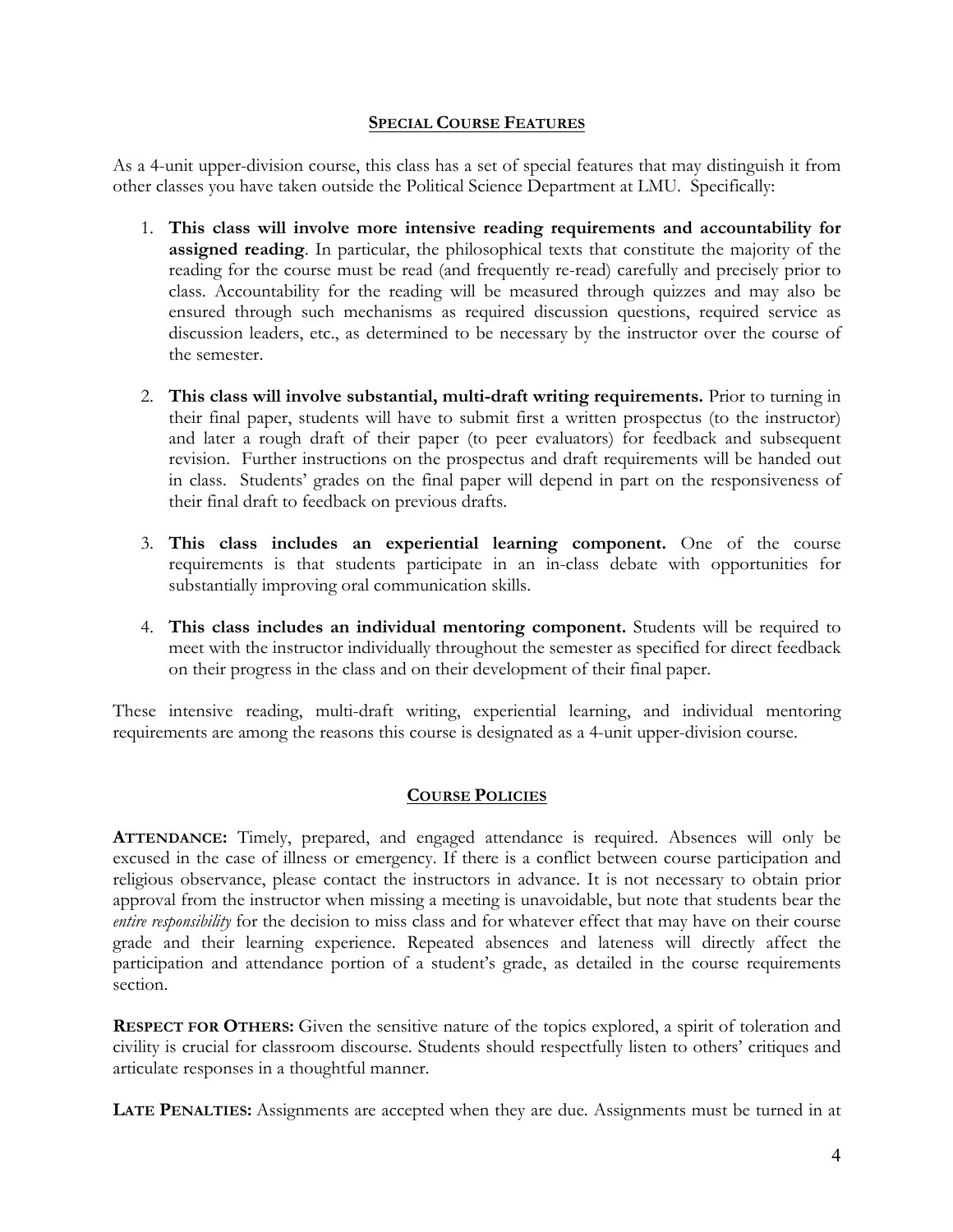## Special Course Features

As a 4-unit upper-division course, this class has a set of special features that may distinguish it from other classes you have taken outside the Political Science Department at LMU. Specifically:

1. **This class will involve more intensive reading requirements and accountability for assigned reading**. In particular, the philosophical texts that constitute the majority of the reading for the course must be read (and frequently re-read) carefully and precisely prior to class. Accountability for the reading will be measured through quizzes and may also be ensured through such mechanisms as required discussion questions, required service as discussion leaders, etc., as determined to be necessary by the instructor over the course of the semester.

2. **This class will involve substantial, multi-draft writing requirements.** Prior to turning in their final paper, students will have to submit first a written prospectus (to the instructor) and later a rough draft of their paper (to peer evaluators) for feedback and subsequent revision. Further instructions on the prospectus and draft requirements will be handed out in class. Students' grades on the final paper will depend in part on the responsiveness of their final draft to feedback on previous drafts.

3. **This class includes an experiential learning component.** One of the course requirements is that students participate in an in-class debate with opportunities for substantially improving oral communication skills.

4. **This class includes an individual mentoring component.** Students will be required to meet with the instructor individually throughout the semester as specified for direct feedback on their progress in the class and on their development of their final paper.

These intensive reading, multi-draft writing, experiential learning, and individual mentoring requirements are among the reasons this course is designated as a 4-unit upper-division course.

## Course Policies

**Attendance:** Timely, prepared, and engaged attendance is required. Absences will only be excused in the case of illness or emergency. If there is a conflict between course participation and religious observance, please contact the instructors in advance. It is not necessary to obtain prior approval from the instructor when missing a meeting is unavoidable, but note that students bear the *entire responsibility* for the decision to miss class and for whatever effect that may have on their course grade and their learning experience. Repeated absences and lateness will directly affect the participation and attendance portion of a student's grade, as detailed in the course requirements section.

**Respect for Others:** Given the sensitive nature of the topics explored, a spirit of toleration and civility is crucial for classroom discourse. Students should respectfully listen to others' critiques and articulate responses in a thoughtful manner.

**Late Penalties:** Assignments are accepted when they are due. Assignments must be turned in at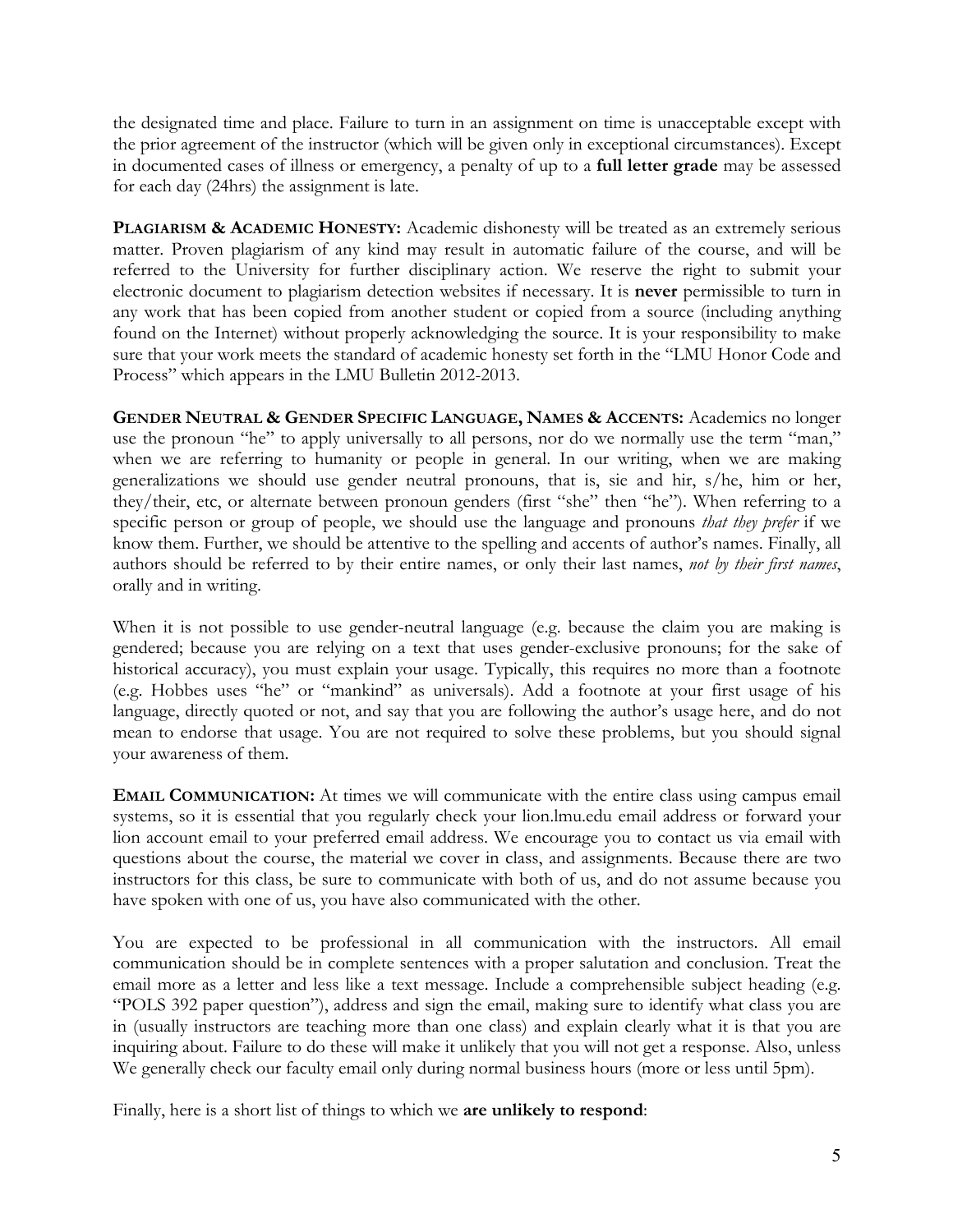the designated time and place. Failure to turn in an assignment on time is unacceptable except with the prior agreement of the instructor (which will be given only in exceptional circumstances). Except in documented cases of illness or emergency, a penalty of up to a **full letter grade** may be assessed for each day (24hrs) the assignment is late.

**PLAGIARISM & ACADEMIC HONESTY:** Academic dishonesty will be treated as an extremely serious matter. Proven plagiarism of any kind may result in automatic failure of the course, and will be referred to the University for further disciplinary action. We reserve the right to submit your electronic document to plagiarism detection websites if necessary. It is **never** permissible to turn in any work that has been copied from another student or copied from a source (including anything found on the Internet) without properly acknowledging the source. It is your responsibility to make sure that your work meets the standard of academic honesty set forth in the "LMU Honor Code and Process" which appears in the LMU Bulletin 2012-2013.

**GENDER NEUTRAL & GENDER SPECIFIC LANGUAGE, NAMES & ACCENTS:** Academics no longer use the pronoun "he" to apply universally to all persons, nor do we normally use the term "man," when we are referring to humanity or people in general. In our writing, when we are making generalizations we should use gender neutral pronouns, that is, sie and hir, s/he, him or her, they/their, etc, or alternate between pronoun genders (first "she" then "he"). When referring to a specific person or group of people, we should use the language and pronouns *that they prefer* if we know them. Further, we should be attentive to the spelling and accents of author's names. Finally, all authors should be referred to by their entire names, or only their last names, *not by their first names*, orally and in writing.

When it is not possible to use gender-neutral language (e.g. because the claim you are making is gendered; because you are relying on a text that uses gender-exclusive pronouns; for the sake of historical accuracy), you must explain your usage. Typically, this requires no more than a footnote (e.g. Hobbes uses "he" or "mankind" as universals). Add a footnote at your first usage of his language, directly quoted or not, and say that you are following the author's usage here, and do not mean to endorse that usage. You are not required to solve these problems, but you should signal your awareness of them.

**EMAIL COMMUNICATION:** At times we will communicate with the entire class using campus email systems, so it is essential that you regularly check your lion.lmu.edu email address or forward your lion account email to your preferred email address. We encourage you to contact us via email with questions about the course, the material we cover in class, and assignments. Because there are two instructors for this class, be sure to communicate with both of us, and do not assume because you have spoken with one of us, you have also communicated with the other.

You are expected to be professional in all communication with the instructors. All email communication should be in complete sentences with a proper salutation and conclusion. Treat the email more as a letter and less like a text message. Include a comprehensible subject heading (e.g. "POLS 392 paper question"), address and sign the email, making sure to identify what class you are in (usually instructors are teaching more than one class) and explain clearly what it is that you are inquiring about. Failure to do these will make it unlikely that you will not get a response. Also, unless We generally check our faculty email only during normal business hours (more or less until 5pm).

Finally, here is a short list of things to which we **are unlikely to respond**: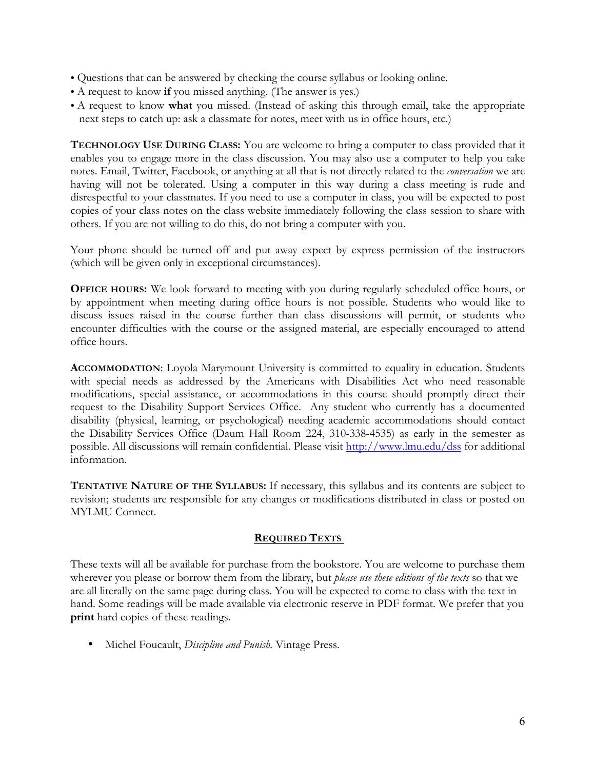- Questions that can be answered by checking the course syllabus or looking online.
- A request to know **if** you missed anything. (The answer is yes.)
- A request to know **what** you missed. (Instead of asking this through email, take the appropriate next steps to catch up: ask a classmate for notes, meet with us in office hours, etc.)

**TECHNOLOGY USE DURING CLASS:** You are welcome to bring a computer to class provided that it enables you to engage more in the class discussion. You may also use a computer to help you take notes. Email, Twitter, Facebook, or anything at all that is not directly related to the *conversation* we are having will not be tolerated. Using a computer in this way during a class meeting is rude and disrespectful to your classmates. If you need to use a computer in class, you will be expected to post copies of your class notes on the class website immediately following the class session to share with others. If you are not willing to do this, do not bring a computer with you.

Your phone should be turned off and put away expect by express permission of the instructors (which will be given only in exceptional circumstances).

**OFFICE HOURS:** We look forward to meeting with you during regularly scheduled office hours, or by appointment when meeting during office hours is not possible. Students who would like to discuss issues raised in the course further than class discussions will permit, or students who encounter difficulties with the course or the assigned material, are especially encouraged to attend office hours.

**ACCOMMODATION**: Loyola Marymount University is committed to equality in education. Students with special needs as addressed by the Americans with Disabilities Act who need reasonable modifications, special assistance, or accommodations in this course should promptly direct their request to the Disability Support Services Office. Any student who currently has a documented disability (physical, learning, or psychological) needing academic accommodations should contact the Disability Services Office (Daum Hall Room 224, 310-338-4535) as early in the semester as possible. All discussions will remain confidential. Please visit http://www.lmu.edu/dss for additional information.

**TENTATIVE NATURE OF THE SYLLABUS:** If necessary, this syllabus and its contents are subject to revision; students are responsible for any changes or modifications distributed in class or posted on MYLMU Connect.

## REQUIRED TEXTS

These texts will all be available for purchase from the bookstore. You are welcome to purchase them wherever you please or borrow them from the library, but *please use these editions of the texts* so that we are all literally on the same page during class. You will be expected to come to class with the text in hand. Some readings will be made available via electronic reserve in PDF format. We prefer that you **print** hard copies of these readings.

- Michel Foucault, *Discipline and Punish*. Vintage Press.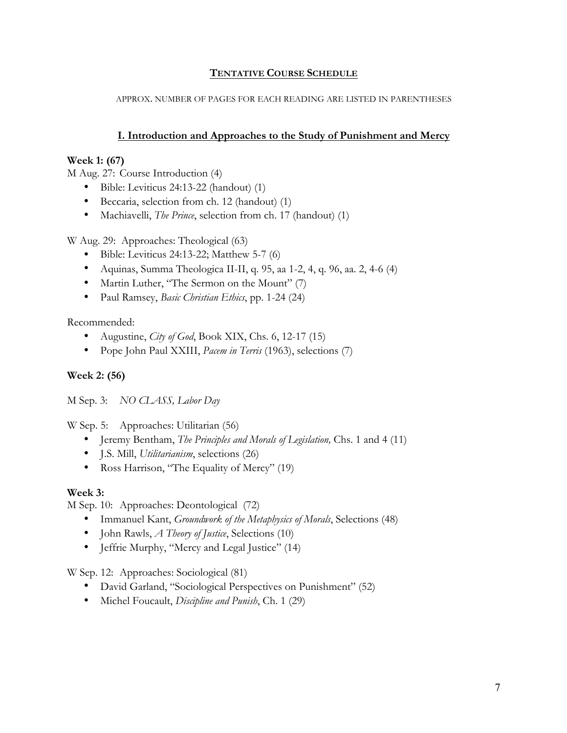## **Tentative Course Schedule**

APPROX. NUMBER OF PAGES FOR EACH READING ARE LISTED IN PARENTHESES

### I. Introduction and Approaches to the Study of Punishment and Mercy

**Week 1: (67)**

M Aug. 27: Course Introduction (4)

- Bible: Leviticus 24:13-22 (handout) (1)
- Beccaria, selection from ch. 12 (handout) (1)
- Machiavelli, *The Prince*, selection from ch. 17 (handout) (1)

W Aug. 29: Approaches: Theological (63)

- Bible: Leviticus 24:13-22; Matthew 5-7 (6)
- Aquinas, Summa Theologica II-II, q. 95, aa 1-2, 4, q. 96, aa. 2, 4-6 (4)
- Martin Luther, "The Sermon on the Mount" (7)
- Paul Ramsey, *Basic Christian Ethics*, pp. 1-24 (24)

Recommended:

- Augustine, *City of God*, Book XIX, Chs. 6, 12-17 (15)
- Pope John Paul XXIII, *Pacem in Terris* (1963), selections (7)

**Week 2: (56)**

M Sep. 3: *NO CLASS, Labor Day*

W Sep. 5: Approaches: Utilitarian (56)

- Jeremy Bentham, *The Principles and Morals of Legislation,* Chs. 1 and 4 (11)
- J.S. Mill, *Utilitarianism*, selections (26)
- Ross Harrison, "The Equality of Mercy" (19)

**Week 3:**

M Sep. 10: Approaches: Deontological (72)

- Immanuel Kant, *Groundwork of the Metaphysics of Morals*, Selections (48)
- John Rawls, *A Theory of Justice*, Selections (10)
- Jeffrie Murphy, "Mercy and Legal Justice" (14)

W Sep. 12: Approaches: Sociological (81)

- David Garland, "Sociological Perspectives on Punishment" (52)
- Michel Foucault, *Discipline and Punish*, Ch. 1 (29)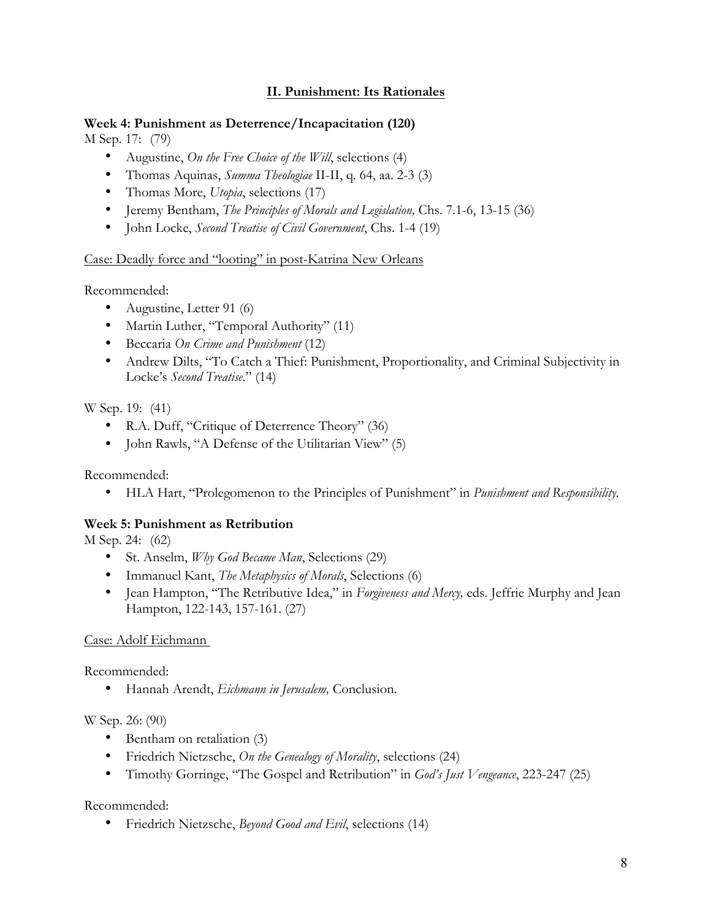## **II. Punishment: Its Rationales**

### Week 4: Punishment as Deterrence/Incapacitation (120)

M Sep. 17: (79)

- Augustine, *On the Free Choice of the Will*, selections (4)
- Thomas Aquinas, *Summa Theologiae* II-II, q. 64, aa. 2-3 (3)
- Thomas More, *Utopia*, selections (17)
- Jeremy Bentham, *The Principles of Morals and Legislation,* Chs. 7.1-6, 13-15 (36)
- John Locke, *Second Treatise of Civil Government*, Chs. 1-4 (19)

<u>Case: Deadly force and "looting" in post-Katrina New Orleans</u>

Recommended:

- Augustine, Letter 91 (6)
- Martin Luther, "Temporal Authority" (11)
- Beccaria *On Crime and Punishment* (12)
- Andrew Dilts, "To Catch a Thief: Punishment, Proportionality, and Criminal Subjectivity in Locke's *Second Treatise*." (14)

W Sep. 19: (41)

- R.A. Duff, "Critique of Deterrence Theory" (36)
- John Rawls, "A Defense of the Utilitarian View" (5)

Recommended:

- HLA Hart, "Prolegomenon to the Principles of Punishment" in *Punishment and Responsibility.*

### Week 5: Punishment as Retribution

M Sep. 24: (62)

- St. Anselm, *Why God Became Man*, Selections (29)
- Immanuel Kant, *The Metaphysics of Morals*, Selections (6)
- Jean Hampton, "The Retributive Idea," in *Forgiveness and Mercy,* eds. Jeffrie Murphy and Jean Hampton, 122-143, 157-161. (27)

<u>Case: Adolf Eichmann</u>

Recommended:

- Hannah Arendt, *Eichmann in Jerusalem,* Conclusion.

W Sep. 26: (90)

- Bentham on retaliation (3)
- Friedrich Nietzsche, *On the Genealogy of Morality*, selections (24)
- Timothy Gorringe, "The Gospel and Retribution" in *God's Just Vengeance*, 223-247 (25)

Recommended:

- Friedrich Nietzsche, *Beyond Good and Evil*, selections (14)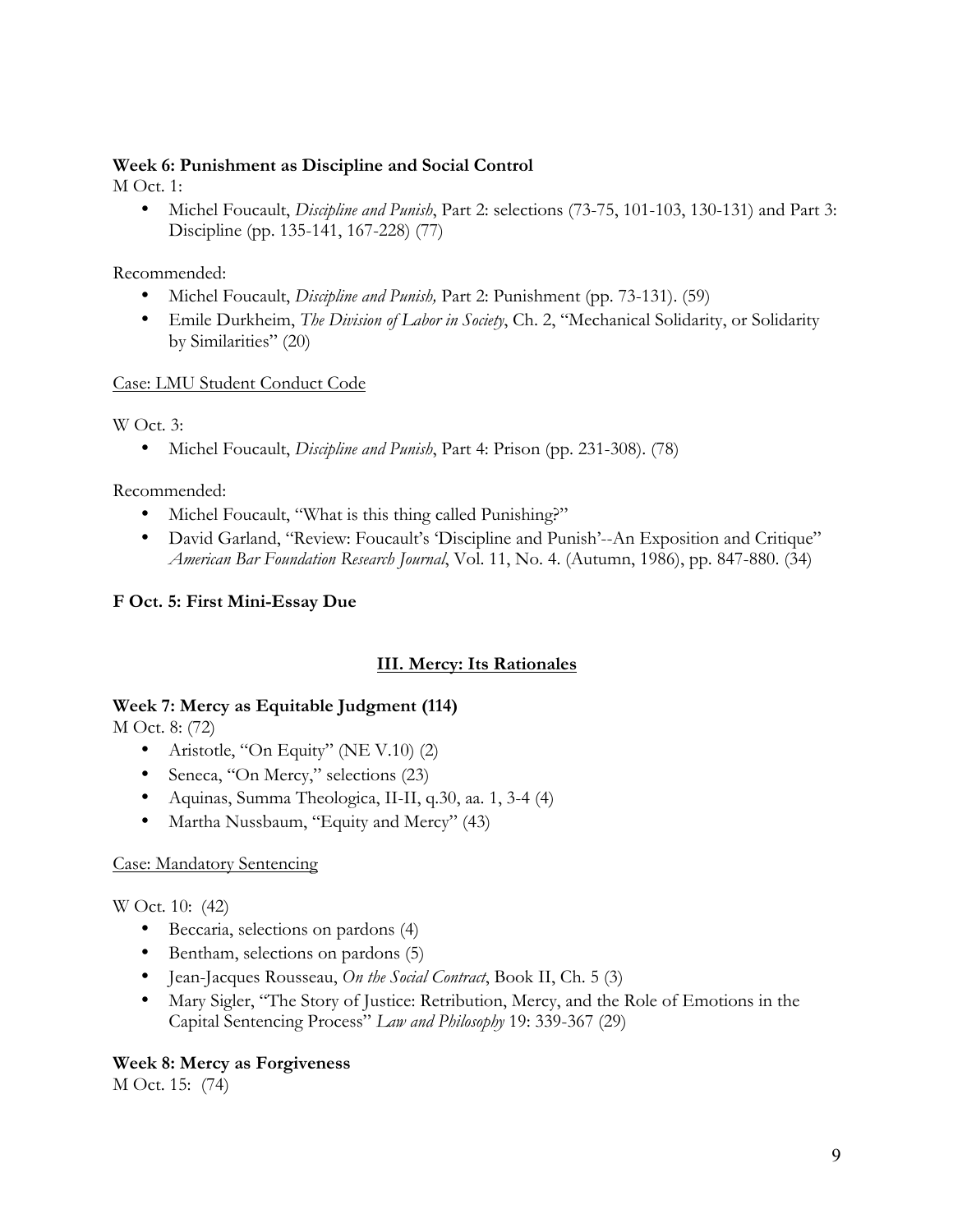**Week 6: Punishment as Discipline and Social Control**

M Oct. 1:

- Michel Foucault, *Discipline and Punish*, Part 2: selections (73-75, 101-103, 130-131) and Part 3: Discipline (pp. 135-141, 167-228) (77)

Recommended:

- Michel Foucault, *Discipline and Punish,* Part 2: Punishment (pp. 73-131). (59)
- Emile Durkheim, *The Division of Labor in Society*, Ch. 2, "Mechanical Solidarity, or Solidarity by Similarities" (20)

<u>Case: LMU Student Conduct Code</u>

W Oct. 3:

- Michel Foucault, *Discipline and Punish*, Part 4: Prison (pp. 231-308). (78)

Recommended:

- Michel Foucault, "What is this thing called Punishing?"
- David Garland, "Review: Foucault's 'Discipline and Punish'--An Exposition and Critique" *American Bar Foundation Research Journal*, Vol. 11, No. 4. (Autumn, 1986), pp. 847-880. (34)

**F Oct. 5: First Mini-Essay Due**

## <u>III. Mercy: Its Rationales</u>

**Week 7: Mercy as Equitable Judgment (114)**

M Oct. 8: (72)

- Aristotle, "On Equity" (NE V.10) (2)
- Seneca, "On Mercy," selections (23)
- Aquinas, Summa Theologica, II-II, q.30, aa. 1, 3-4 (4)
- Martha Nussbaum, "Equity and Mercy" (43)

<u>Case: Mandatory Sentencing</u>

W Oct. 10: (42)

- Beccaria, selections on pardons (4)
- Bentham, selections on pardons (5)
- Jean-Jacques Rousseau, *On the Social Contract*, Book II, Ch. 5 (3)
- Mary Sigler, "The Story of Justice: Retribution, Mercy, and the Role of Emotions in the Capital Sentencing Process" *Law and Philosophy* 19: 339-367 (29)

**Week 8: Mercy as Forgiveness**

M Oct. 15: (74)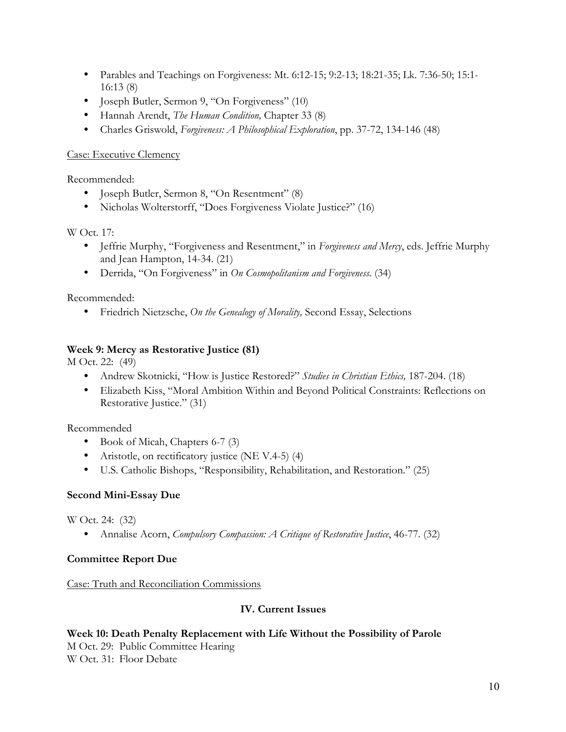- Parables and Teachings on Forgiveness: Mt. 6:12-15; 9:2-13; 18:21-35; Lk. 7:36-50; 15:1-16:13 (8)
- Joseph Butler, Sermon 9, "On Forgiveness" (10)
- Hannah Arendt, *The Human Condition,* Chapter 33 (8)
- Charles Griswold, *Forgiveness: A Philosophical Exploration*, pp. 37-72, 134-146 (48)

<u>Case: Executive Clemency</u>

Recommended:

- Joseph Butler, Sermon 8, "On Resentment" (8)
- Nicholas Wolterstorff, "Does Forgiveness Violate Justice?" (16)

W Oct. 17:

- Jeffrie Murphy, "Forgiveness and Resentment," in *Forgiveness and Mercy*, eds. Jeffrie Murphy and Jean Hampton, 14-34. (21)
- Derrida, "On Forgiveness" in *On Cosmopolitanism and Forgiveness.* (34)

Recommended:

- Friedrich Nietzsche, *On the Genealogy of Morality,* Second Essay, Selections

**Week 9: Mercy as Restorative Justice (81)**

M Oct. 22: (49)

- Andrew Skotnicki, "How is Justice Restored?" *Studies in Christian Ethics,* 187-204. (18)
- Elizabeth Kiss, "Moral Ambition Within and Beyond Political Constraints: Reflections on Restorative Justice." (31)

Recommended

- Book of Micah, Chapters 6-7 (3)
- Aristotle, on rectificatory justice (NE V.4-5) (4)
- U.S. Catholic Bishops, "Responsibility, Rehabilitation, and Restoration." (25)

**Second Mini-Essay Due**

W Oct. 24: (32)

- Annalise Acorn, *Compulsory Compassion: A Critique of Restorative Justice*, 46-77. (32)

**Committee Report Due**

<u>Case: Truth and Reconciliation Commissions</u>

### IV. Current Issues

**Week 10: Death Penalty Replacement with Life Without the Possibility of Parole**

M Oct. 29: Public Committee Hearing
W Oct. 31: Floor Debate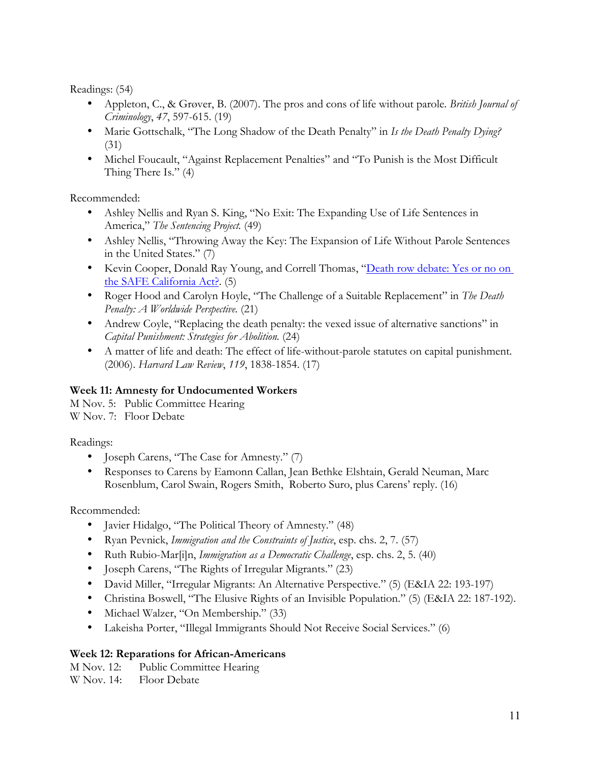Readings: (54)

- Appleton, C., & Grøver, B. (2007). The pros and cons of life without parole. *British Journal of Criminology*, *47*, 597-615. (19)
- Marie Gottschalk, "The Long Shadow of the Death Penalty" in *Is the Death Penalty Dying?* (31)
- Michel Foucault, "Against Replacement Penalties" and "To Punish is the Most Difficult Thing There Is." (4)

Recommended:

- Ashley Nellis and Ryan S. King, "No Exit: The Expanding Use of Life Sentences in America," *The Sentencing Project.* (49)
- Ashley Nellis, "Throwing Away the Key: The Expansion of Life Without Parole Sentences in the United States." (7)
- Kevin Cooper, Donald Ray Young, and Correll Thomas, "Death row debate: Yes or no on the SAFE California Act?. (5)
- Roger Hood and Carolyn Hoyle, "The Challenge of a Suitable Replacement" in *The Death Penalty: A Worldwide Perspective.* (21)
- Andrew Coyle, "Replacing the death penalty: the vexed issue of alternative sanctions" in *Capital Punishment: Strategies for Abolition.* (24)
- A matter of life and death: The effect of life-without-parole statutes on capital punishment. (2006). *Harvard Law Review*, *119*, 1838-1854. (17)

### Week 11: Amnesty for Undocumented Workers

M Nov. 5: Public Committee Hearing
W Nov. 7: Floor Debate

Readings:

- Joseph Carens, "The Case for Amnesty." (7)
- Responses to Carens by Eamonn Callan, Jean Bethke Elshtain, Gerald Neuman, Marc Rosenblum, Carol Swain, Rogers Smith, Roberto Suro, plus Carens' reply. (16)

Recommended:

- Javier Hidalgo, "The Political Theory of Amnesty." (48)
- Ryan Pevnick, *Immigration and the Constraints of Justice*, esp. chs. 2, 7. (57)
- Ruth Rubio-Mar[i]n, *Immigration as a Democratic Challenge*, esp. chs. 2, 5. (40)
- Joseph Carens, "The Rights of Irregular Migrants." (23)
- David Miller, "Irregular Migrants: An Alternative Perspective." (5) (E&IA 22: 193-197)
- Christina Boswell, "The Elusive Rights of an Invisible Population." (5) (E&IA 22: 187-192).
- Michael Walzer, "On Membership." (33)
- Lakeisha Porter, "Illegal Immigrants Should Not Receive Social Services." (6)

### Week 12: Reparations for African-Americans

M Nov. 12: Public Committee Hearing
W Nov. 14: Floor Debate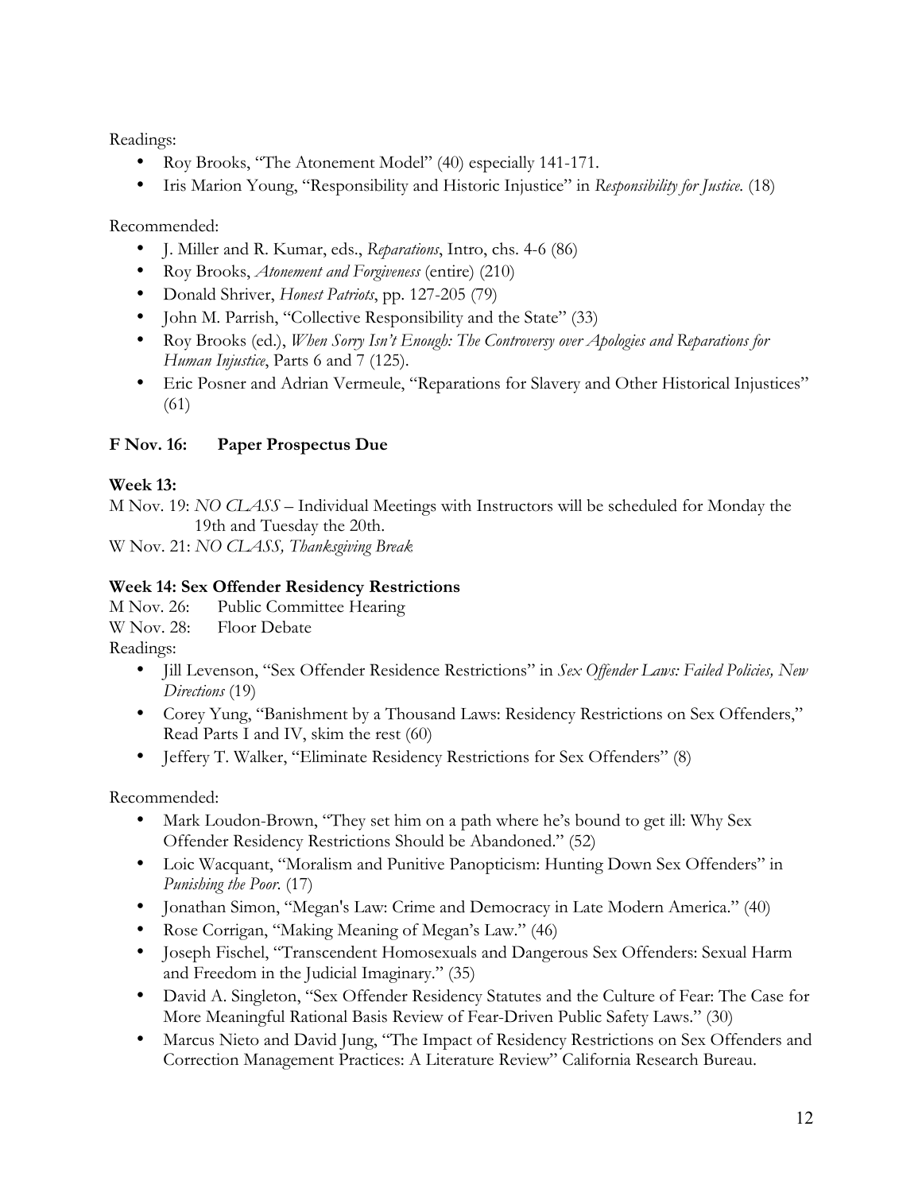Readings:

- Roy Brooks, "The Atonement Model" (40) especially 141-171.
- Iris Marion Young, "Responsibility and Historic Injustice" in *Responsibility for Justice.* (18)

Recommended:

- J. Miller and R. Kumar, eds., *Reparations*, Intro, chs. 4-6 (86)
- Roy Brooks, *Atonement and Forgiveness* (entire) (210)
- Donald Shriver, *Honest Patriots*, pp. 127-205 (79)
- John M. Parrish, "Collective Responsibility and the State" (33)
- Roy Brooks (ed.), *When Sorry Isn't Enough: The Controversy over Apologies and Reparations for Human Injustice*, Parts 6 and 7 (125).
- Eric Posner and Adrian Vermeule, "Reparations for Slavery and Other Historical Injustices" (61)

**F Nov. 16: Paper Prospectus Due**

**Week 13:**

M Nov. 19: *NO CLASS* – Individual Meetings with Instructors will be scheduled for Monday the 19th and Tuesday the 20th.

W Nov. 21: *NO CLASS, Thanksgiving Break*

**Week 14: Sex Offender Residency Restrictions**

M Nov. 26: Public Committee Hearing

W Nov. 28: Floor Debate

Readings:

- Jill Levenson, "Sex Offender Residence Restrictions" in *Sex Offender Laws: Failed Policies, New Directions* (19)
- Corey Yung, "Banishment by a Thousand Laws: Residency Restrictions on Sex Offenders," Read Parts I and IV, skim the rest (60)
- Jeffery T. Walker, "Eliminate Residency Restrictions for Sex Offenders" (8)

Recommended:

- Mark Loudon-Brown, "They set him on a path where he's bound to get ill: Why Sex Offender Residency Restrictions Should be Abandoned." (52)
- Loic Wacquant, "Moralism and Punitive Panopticism: Hunting Down Sex Offenders" in *Punishing the Poor.* (17)
- Jonathan Simon, "Megan's Law: Crime and Democracy in Late Modern America." (40)
- Rose Corrigan, "Making Meaning of Megan's Law." (46)
- Joseph Fischel, "Transcendent Homosexuals and Dangerous Sex Offenders: Sexual Harm and Freedom in the Judicial Imaginary." (35)
- David A. Singleton, "Sex Offender Residency Statutes and the Culture of Fear: The Case for More Meaningful Rational Basis Review of Fear-Driven Public Safety Laws." (30)
- Marcus Nieto and David Jung, "The Impact of Residency Restrictions on Sex Offenders and Correction Management Practices: A Literature Review" California Research Bureau.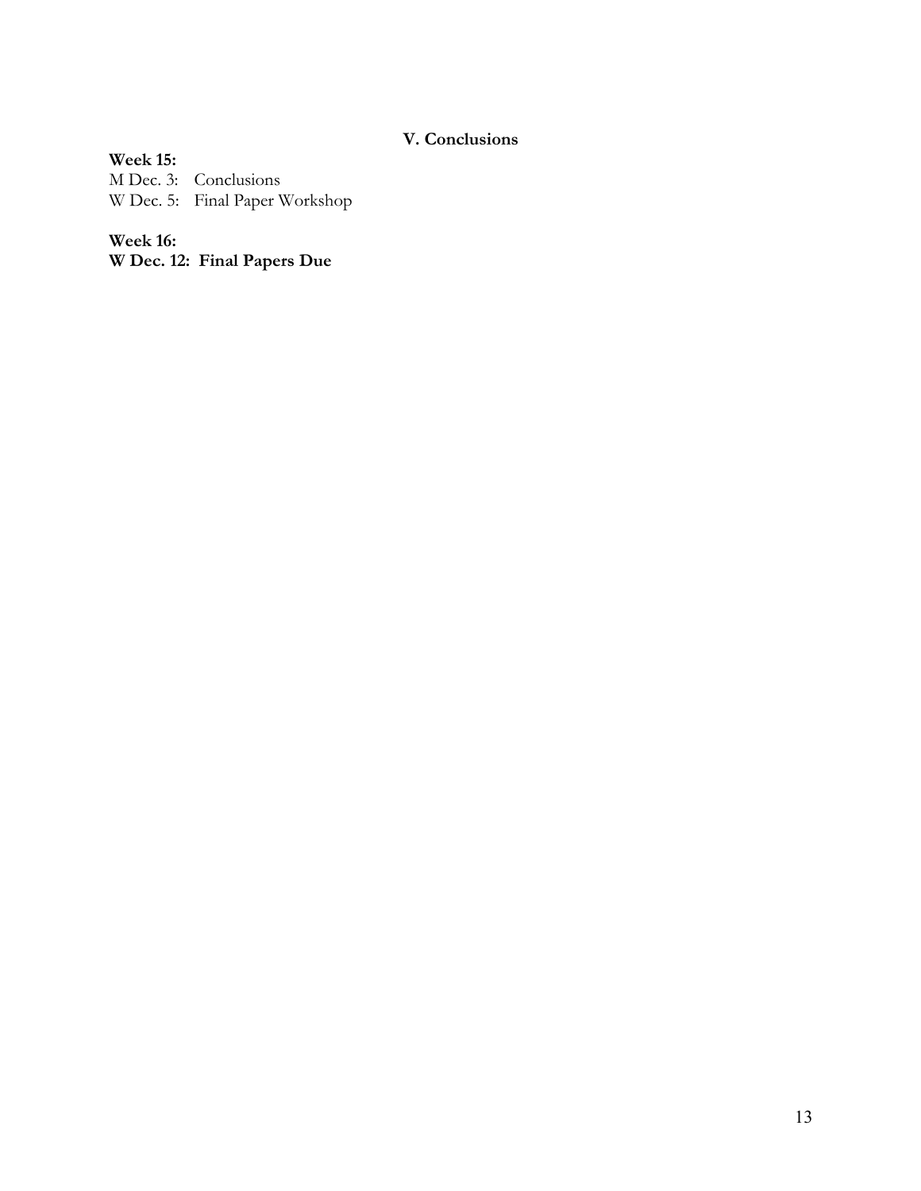## V. Conclusions

**Week 15:**
M Dec. 3: Conclusions
W Dec. 5: Final Paper Workshop

**Week 16:**
**W Dec. 12: Final Papers Due**